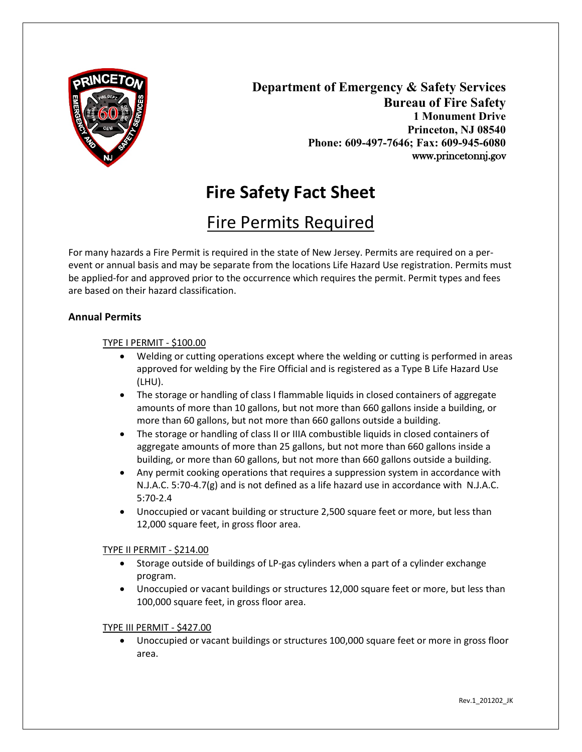**Department of Emergency & Safety Services**
**Bureau of Fire Safety**
**1 Monument Drive**
**Princeton, NJ 08540**
**Phone: 609-497-7646; Fax: 609-945-6080**
www.princetonnj.gov

# Fire Safety Fact Sheet

## Fire Permits Required

For many hazards a Fire Permit is required in the state of New Jersey. Permits are required on a per-event or annual basis and may be separate from the locations Life Hazard Use registration. Permits must be applied-for and approved prior to the occurrence which requires the permit. Permit types and fees are based on their hazard classification.

### Annual Permits

TYPE I PERMIT - $100.00

- Welding or cutting operations except where the welding or cutting is performed in areas approved for welding by the Fire Official and is registered as a Type B Life Hazard Use (LHU).
- The storage or handling of class I flammable liquids in closed containers of aggregate amounts of more than 10 gallons, but not more than 660 gallons inside a building, or more than 60 gallons, but not more than 660 gallons outside a building.
- The storage or handling of class II or IIIA combustible liquids in closed containers of aggregate amounts of more than 25 gallons, but not more than 660 gallons inside a building, or more than 60 gallons, but not more than 660 gallons outside a building.
- Any permit cooking operations that requires a suppression system in accordance with N.J.A.C. 5:70-4.7(g) and is not defined as a life hazard use in accordance with N.J.A.C. 5:70-2.4
- Unoccupied or vacant building or structure 2,500 square feet or more, but less than 12,000 square feet, in gross floor area.

TYPE II PERMIT - $214.00

- Storage outside of buildings of LP-gas cylinders when a part of a cylinder exchange program.
- Unoccupied or vacant buildings or structures 12,000 square feet or more, but less than 100,000 square feet, in gross floor area.

TYPE III PERMIT - $427.00

- Unoccupied or vacant buildings or structures 100,000 square feet or more in gross floor area.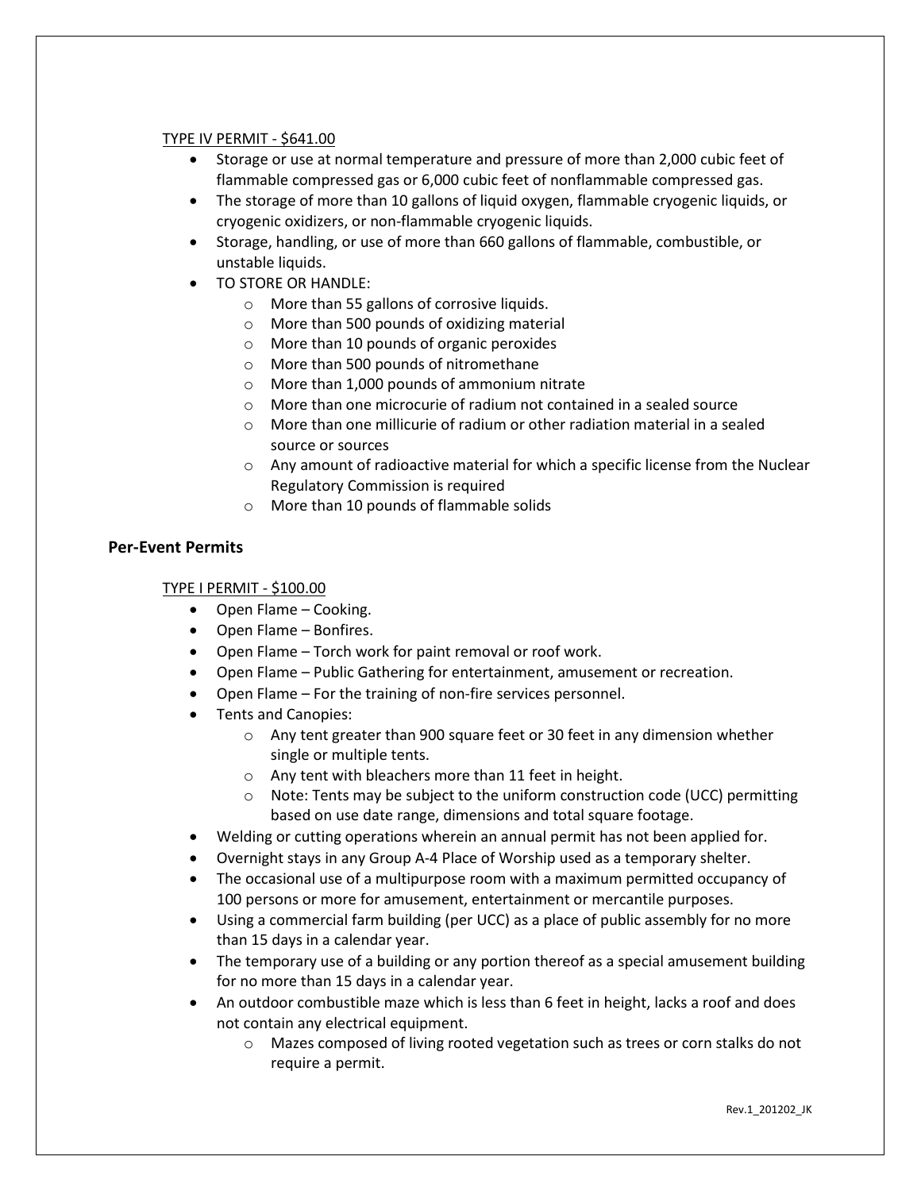TYPE IV PERMIT - $641.00

- Storage or use at normal temperature and pressure of more than 2,000 cubic feet of flammable compressed gas or 6,000 cubic feet of nonflammable compressed gas.
- The storage of more than 10 gallons of liquid oxygen, flammable cryogenic liquids, or cryogenic oxidizers, or non-flammable cryogenic liquids.
- Storage, handling, or use of more than 660 gallons of flammable, combustible, or unstable liquids.
- TO STORE OR HANDLE:
    - More than 55 gallons of corrosive liquids.
    - More than 500 pounds of oxidizing material
    - More than 10 pounds of organic peroxides
    - More than 500 pounds of nitromethane
    - More than 1,000 pounds of ammonium nitrate
    - More than one microcurie of radium not contained in a sealed source
    - More than one millicurie of radium or other radiation material in a sealed source or sources
    - Any amount of radioactive material for which a specific license from the Nuclear Regulatory Commission is required
    - More than 10 pounds of flammable solids

## Per-Event Permits

TYPE I PERMIT - $100.00

- Open Flame – Cooking.
- Open Flame – Bonfires.
- Open Flame – Torch work for paint removal or roof work.
- Open Flame – Public Gathering for entertainment, amusement or recreation.
- Open Flame – For the training of non-fire services personnel.
- Tents and Canopies:
    - Any tent greater than 900 square feet or 30 feet in any dimension whether single or multiple tents.
    - Any tent with bleachers more than 11 feet in height.
    - Note: Tents may be subject to the uniform construction code (UCC) permitting based on use date range, dimensions and total square footage.
- Welding or cutting operations wherein an annual permit has not been applied for.
- Overnight stays in any Group A-4 Place of Worship used as a temporary shelter.
- The occasional use of a multipurpose room with a maximum permitted occupancy of 100 persons or more for amusement, entertainment or mercantile purposes.
- Using a commercial farm building (per UCC) as a place of public assembly for no more than 15 days in a calendar year.
- The temporary use of a building or any portion thereof as a special amusement building for no more than 15 days in a calendar year.
- An outdoor combustible maze which is less than 6 feet in height, lacks a roof and does not contain any electrical equipment.
    - Mazes composed of living rooted vegetation such as trees or corn stalks do not require a permit.

Rev.1_201202_JK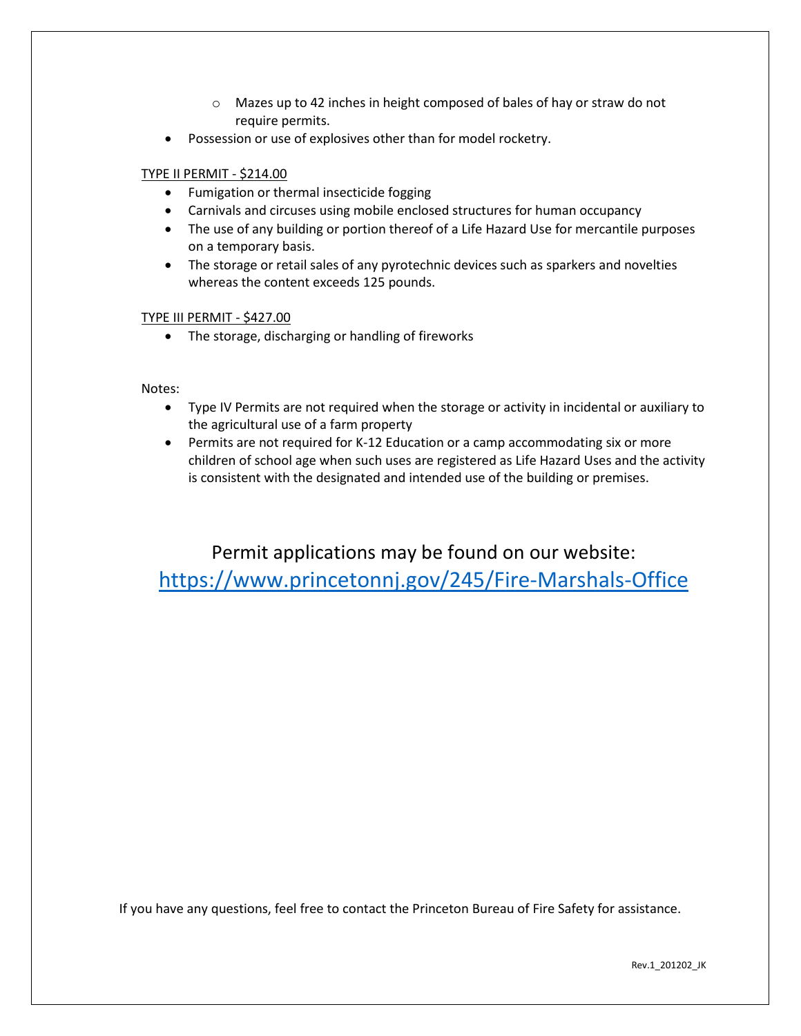- Mazes up to 42 inches in height composed of bales of hay or straw do not require permits.
- Possession or use of explosives other than for model rocketry.

TYPE II PERMIT - $214.00

- Fumigation or thermal insecticide fogging
- Carnivals and circuses using mobile enclosed structures for human occupancy
- The use of any building or portion thereof of a Life Hazard Use for mercantile purposes on a temporary basis.
- The storage or retail sales of any pyrotechnic devices such as sparkers and novelties whereas the content exceeds 125 pounds.

TYPE III PERMIT - $427.00

- The storage, discharging or handling of fireworks

Notes:

- Type IV Permits are not required when the storage or activity in incidental or auxiliary to the agricultural use of a farm property
- Permits are not required for K-12 Education or a camp accommodating six or more children of school age when such uses are registered as Life Hazard Uses and the activity is consistent with the designated and intended use of the building or premises.

Permit applications may be found on our website:
https://www.princetonnj.gov/245/Fire-Marshals-Office

If you have any questions, feel free to contact the Princeton Bureau of Fire Safety for assistance.

Rev.1_201202_JK